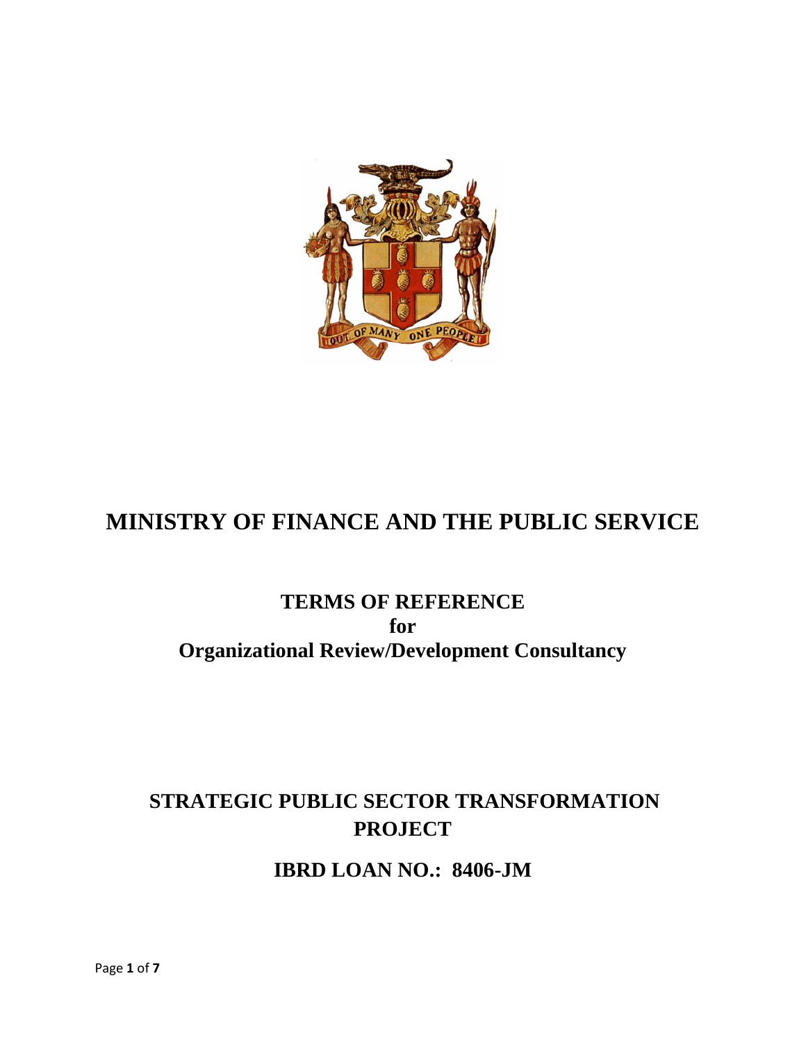# MINISTRY OF FINANCE AND THE PUBLIC SERVICE

## TERMS OF REFERENCE
## for
## Organizational Review/Development Consultancy

## STRATEGIC PUBLIC SECTOR TRANSFORMATION PROJECT

## IBRD LOAN NO.: 8406-JM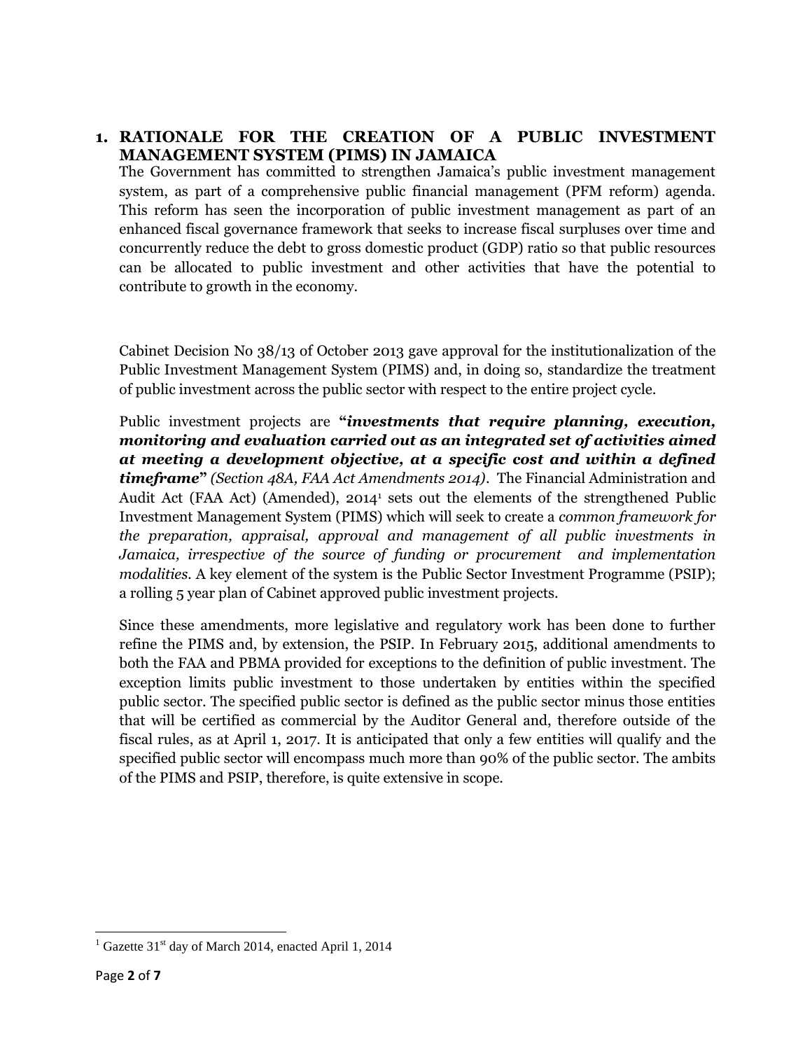## 1. RATIONALE FOR THE CREATION OF A PUBLIC INVESTMENT MANAGEMENT SYSTEM (PIMS) IN JAMAICA

The Government has committed to strengthen Jamaica's public investment management system, as part of a comprehensive public financial management (PFM reform) agenda. This reform has seen the incorporation of public investment management as part of an enhanced fiscal governance framework that seeks to increase fiscal surpluses over time and concurrently reduce the debt to gross domestic product (GDP) ratio so that public resources can be allocated to public investment and other activities that have the potential to contribute to growth in the economy.

Cabinet Decision No 38/13 of October 2013 gave approval for the institutionalization of the Public Investment Management System (PIMS) and, in doing so, standardize the treatment of public investment across the public sector with respect to the entire project cycle.

Public investment projects are **"*investments that require planning, execution, monitoring and evaluation carried out as an integrated set of activities aimed at meeting a development objective, at a specific cost and within a defined timeframe*"** *(Section 48A, FAA Act Amendments 2014)*. The Financial Administration and Audit Act (FAA Act) (Amended), 2014[1] sets out the elements of the strengthened Public Investment Management System (PIMS) which will seek to create a *common framework for the preparation, appraisal, approval and management of all public investments in Jamaica, irrespective of the source of funding or procurement and implementation modalities*. A key element of the system is the Public Sector Investment Programme (PSIP); a rolling 5 year plan of Cabinet approved public investment projects.

Since these amendments, more legislative and regulatory work has been done to further refine the PIMS and, by extension, the PSIP. In February 2015, additional amendments to both the FAA and PBMA provided for exceptions to the definition of public investment. The exception limits public investment to those undertaken by entities within the specified public sector. The specified public sector is defined as the public sector minus those entities that will be certified as commercial by the Auditor General and, therefore outside of the fiscal rules, as at April 1, 2017. It is anticipated that only a few entities will qualify and the specified public sector will encompass much more than 90% of the public sector. The ambits of the PIMS and PSIP, therefore, is quite extensive in scope.

---

[1] Gazette 31st day of March 2014, enacted April 1, 2014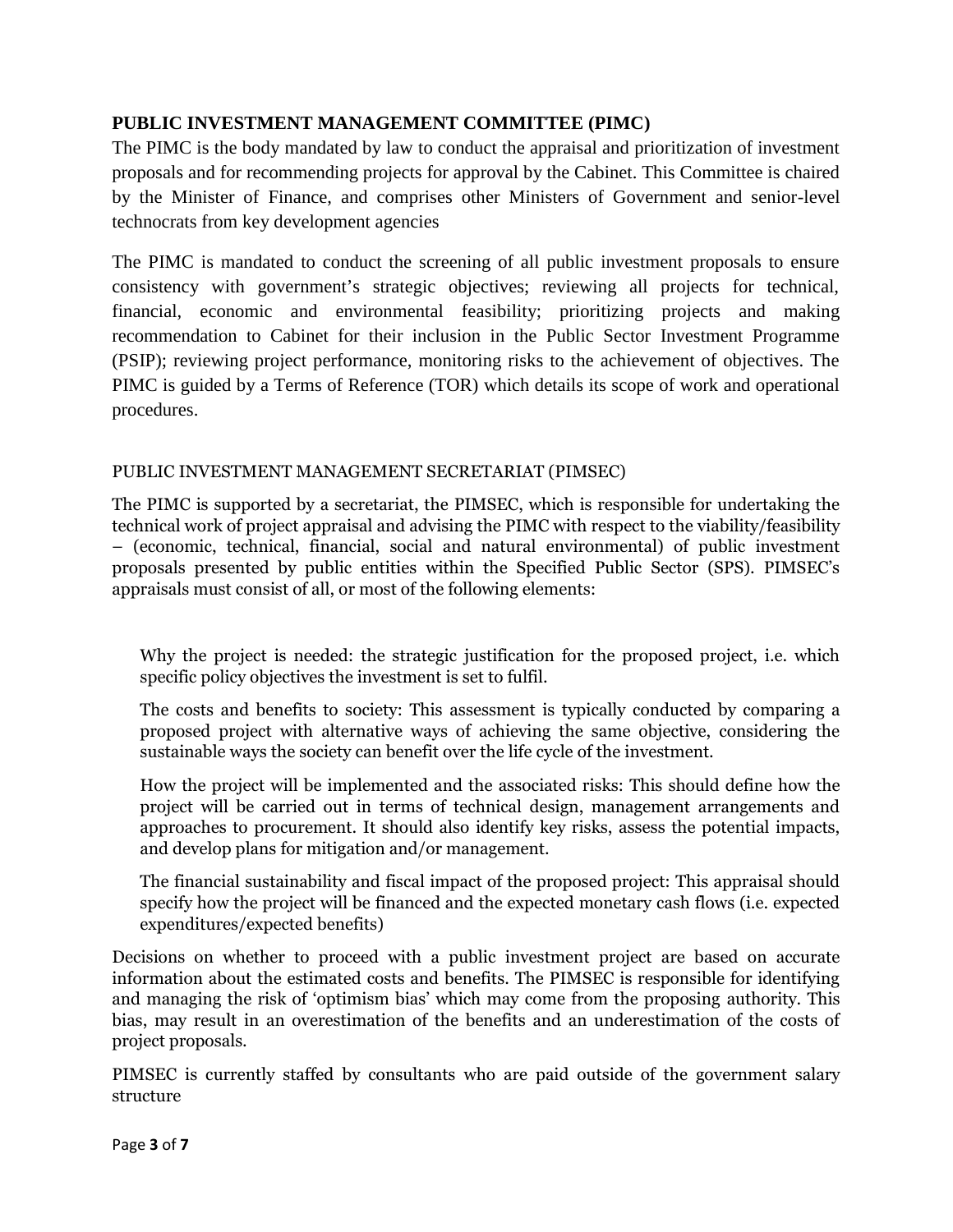## PUBLIC INVESTMENT MANAGEMENT COMMITTEE (PIMC)

The PIMC is the body mandated by law to conduct the appraisal and prioritization of investment proposals and for recommending projects for approval by the Cabinet. This Committee is chaired by the Minister of Finance, and comprises other Ministers of Government and senior-level technocrats from key development agencies

The PIMC is mandated to conduct the screening of all public investment proposals to ensure consistency with government's strategic objectives; reviewing all projects for technical, financial, economic and environmental feasibility; prioritizing projects and making recommendation to Cabinet for their inclusion in the Public Sector Investment Programme (PSIP); reviewing project performance, monitoring risks to the achievement of objectives. The PIMC is guided by a Terms of Reference (TOR) which details its scope of work and operational procedures.

## PUBLIC INVESTMENT MANAGEMENT SECRETARIAT (PIMSEC)

The PIMC is supported by a secretariat, the PIMSEC, which is responsible for undertaking the technical work of project appraisal and advising the PIMC with respect to the viability/feasibility – (economic, technical, financial, social and natural environmental) of public investment proposals presented by public entities within the Specified Public Sector (SPS). PIMSEC's appraisals must consist of all, or most of the following elements:

Why the project is needed: the strategic justification for the proposed project, i.e. which specific policy objectives the investment is set to fulfil.

The costs and benefits to society: This assessment is typically conducted by comparing a proposed project with alternative ways of achieving the same objective, considering the sustainable ways the society can benefit over the life cycle of the investment.

How the project will be implemented and the associated risks: This should define how the project will be carried out in terms of technical design, management arrangements and approaches to procurement. It should also identify key risks, assess the potential impacts, and develop plans for mitigation and/or management.

The financial sustainability and fiscal impact of the proposed project: This appraisal should specify how the project will be financed and the expected monetary cash flows (i.e. expected expenditures/expected benefits)

Decisions on whether to proceed with a public investment project are based on accurate information about the estimated costs and benefits. The PIMSEC is responsible for identifying and managing the risk of 'optimism bias' which may come from the proposing authority. This bias, may result in an overestimation of the benefits and an underestimation of the costs of project proposals.

PIMSEC is currently staffed by consultants who are paid outside of the government salary structure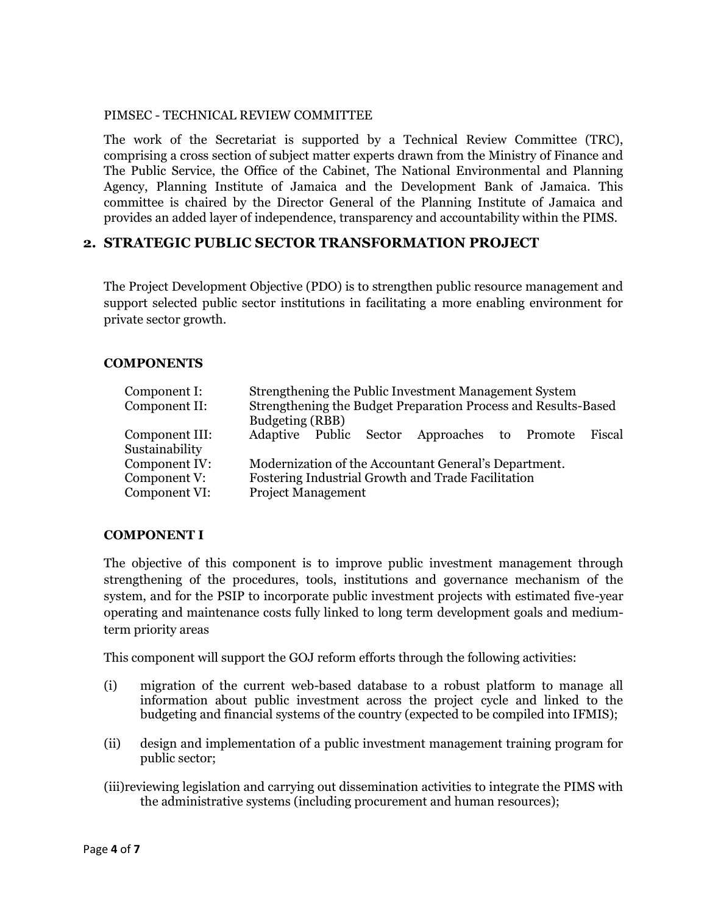PIMSEC - TECHNICAL REVIEW COMMITTEE

The work of the Secretariat is supported by a Technical Review Committee (TRC), comprising a cross section of subject matter experts drawn from the Ministry of Finance and The Public Service, the Office of the Cabinet, The National Environmental and Planning Agency, Planning Institute of Jamaica and the Development Bank of Jamaica. This committee is chaired by the Director General of the Planning Institute of Jamaica and provides an added layer of independence, transparency and accountability within the PIMS.

## 2. STRATEGIC PUBLIC SECTOR TRANSFORMATION PROJECT

The Project Development Objective (PDO) is to strengthen public resource management and support selected public sector institutions in facilitating a more enabling environment for private sector growth.

**COMPONENTS**

| | |
|---|---|
| Component I: | Strengthening the Public Investment Management System |
| Component II: | Strengthening the Budget Preparation Process and Results-Based Budgeting (RBB) |
| Component III: | Adaptive Public Sector Approaches to Promote Fiscal Sustainability |
| Component IV: | Modernization of the Accountant General's Department. |
| Component V: | Fostering Industrial Growth and Trade Facilitation |
| Component VI: | Project Management |

**COMPONENT I**

The objective of this component is to improve public investment management through strengthening of the procedures, tools, institutions and governance mechanism of the system, and for the PSIP to incorporate public investment projects with estimated five-year operating and maintenance costs fully linked to long term development goals and medium-term priority areas

This component will support the GOJ reform efforts through the following activities:

(i) migration of the current web-based database to a robust platform to manage all information about public investment across the project cycle and linked to the budgeting and financial systems of the country (expected to be compiled into IFMIS);

(ii) design and implementation of a public investment management training program for public sector;

(iii) reviewing legislation and carrying out dissemination activities to integrate the PIMS with the administrative systems (including procurement and human resources);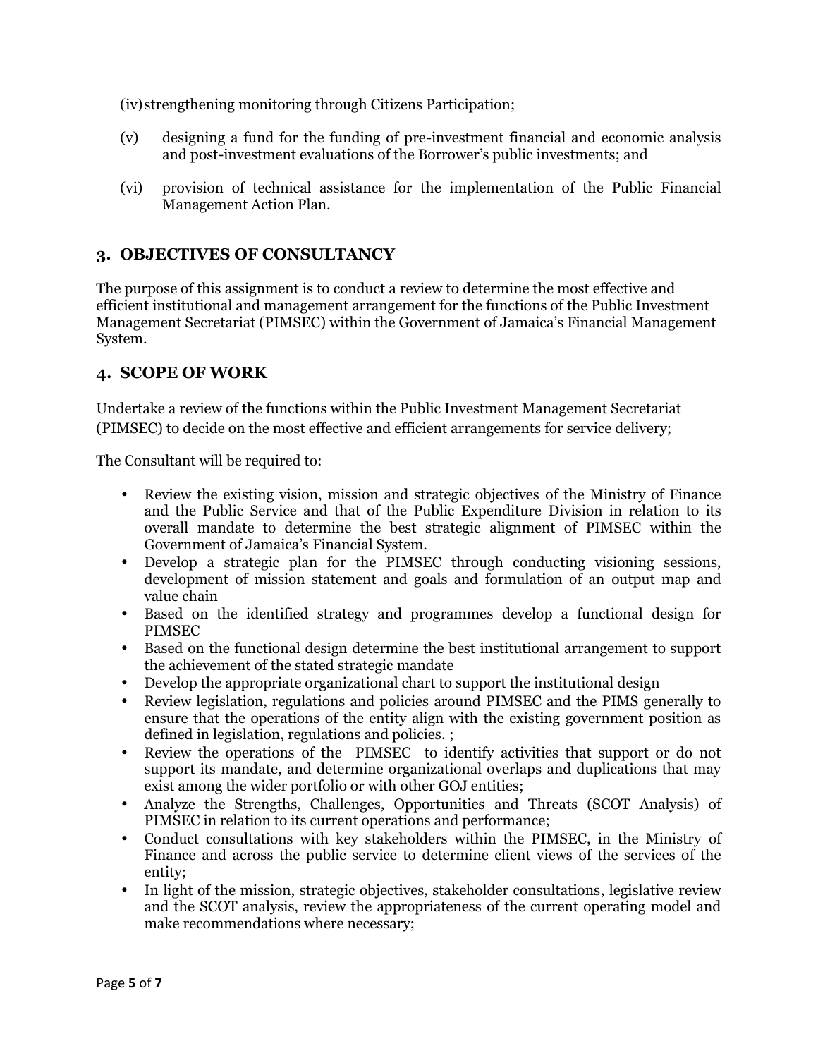(iv) strengthening monitoring through Citizens Participation;

(v) designing a fund for the funding of pre-investment financial and economic analysis and post-investment evaluations of the Borrower's public investments; and

(vi) provision of technical assistance for the implementation of the Public Financial Management Action Plan.

## 3. OBJECTIVES OF CONSULTANCY

The purpose of this assignment is to conduct a review to determine the most effective and efficient institutional and management arrangement for the functions of the Public Investment Management Secretariat (PIMSEC) within the Government of Jamaica's Financial Management System.

## 4. SCOPE OF WORK

Undertake a review of the functions within the Public Investment Management Secretariat (PIMSEC) to decide on the most effective and efficient arrangements for service delivery;

The Consultant will be required to:

- Review the existing vision, mission and strategic objectives of the Ministry of Finance and the Public Service and that of the Public Expenditure Division in relation to its overall mandate to determine the best strategic alignment of PIMSEC within the Government of Jamaica's Financial System.
- Develop a strategic plan for the PIMSEC through conducting visioning sessions, development of mission statement and goals and formulation of an output map and value chain
- Based on the identified strategy and programmes develop a functional design for PIMSEC
- Based on the functional design determine the best institutional arrangement to support the achievement of the stated strategic mandate
- Develop the appropriate organizational chart to support the institutional design
- Review legislation, regulations and policies around PIMSEC and the PIMS generally to ensure that the operations of the entity align with the existing government position as defined in legislation, regulations and policies. ;
- Review the operations of the PIMSEC to identify activities that support or do not support its mandate, and determine organizational overlaps and duplications that may exist among the wider portfolio or with other GOJ entities;
- Analyze the Strengths, Challenges, Opportunities and Threats (SCOT Analysis) of PIMSEC in relation to its current operations and performance;
- Conduct consultations with key stakeholders within the PIMSEC, in the Ministry of Finance and across the public service to determine client views of the services of the entity;
- In light of the mission, strategic objectives, stakeholder consultations, legislative review and the SCOT analysis, review the appropriateness of the current operating model and make recommendations where necessary;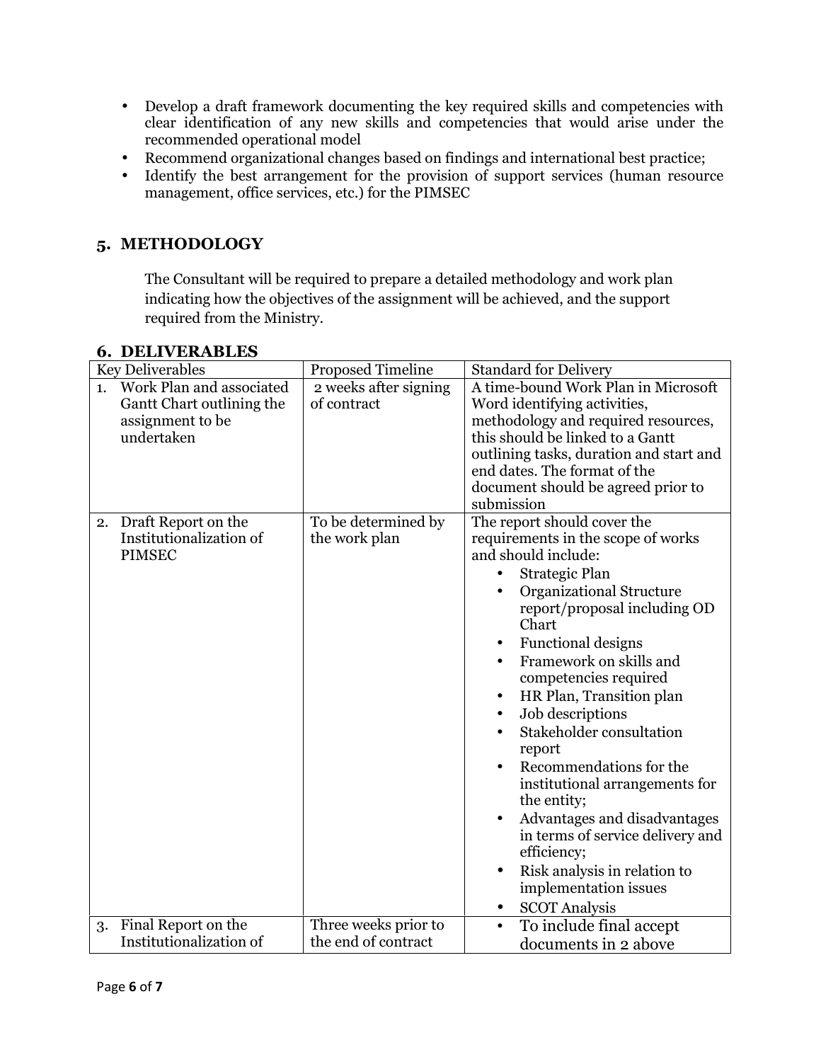- Develop a draft framework documenting the key required skills and competencies with clear identification of any new skills and competencies that would arise under the recommended operational model
- Recommend organizational changes based on findings and international best practice;
- Identify the best arrangement for the provision of support services (human resource management, office services, etc.) for the PIMSEC

## 5. METHODOLOGY

The Consultant will be required to prepare a detailed methodology and work plan indicating how the objectives of the assignment will be achieved, and the support required from the Ministry.

## 6. DELIVERABLES

| Key Deliverables | Proposed Timeline | Standard for Delivery |
|---|---|---|
| 1. Work Plan and associated Gantt Chart outlining the assignment to be undertaken | 2 weeks after signing of contract | A time-bound Work Plan in Microsoft Word identifying activities, methodology and required resources, this should be linked to a Gantt outlining tasks, duration and start and end dates. The format of the document should be agreed prior to submission |
| 2. Draft Report on the Institutionalization of PIMSEC | To be determined by the work plan | The report should cover the requirements in the scope of works and should include: <br>• Strategic Plan <br>• Organizational Structure report/proposal including OD Chart <br>• Functional designs <br>• Framework on skills and competencies required <br>• HR Plan, Transition plan <br>• Job descriptions <br>• Stakeholder consultation report <br>• Recommendations for the institutional arrangements for the entity; <br>• Advantages and disadvantages in terms of service delivery and efficiency; <br>• Risk analysis in relation to implementation issues <br>• SCOT Analysis |
| 3. Final Report on the Institutionalization of | Three weeks prior to the end of contract | • To include final accept documents in 2 above |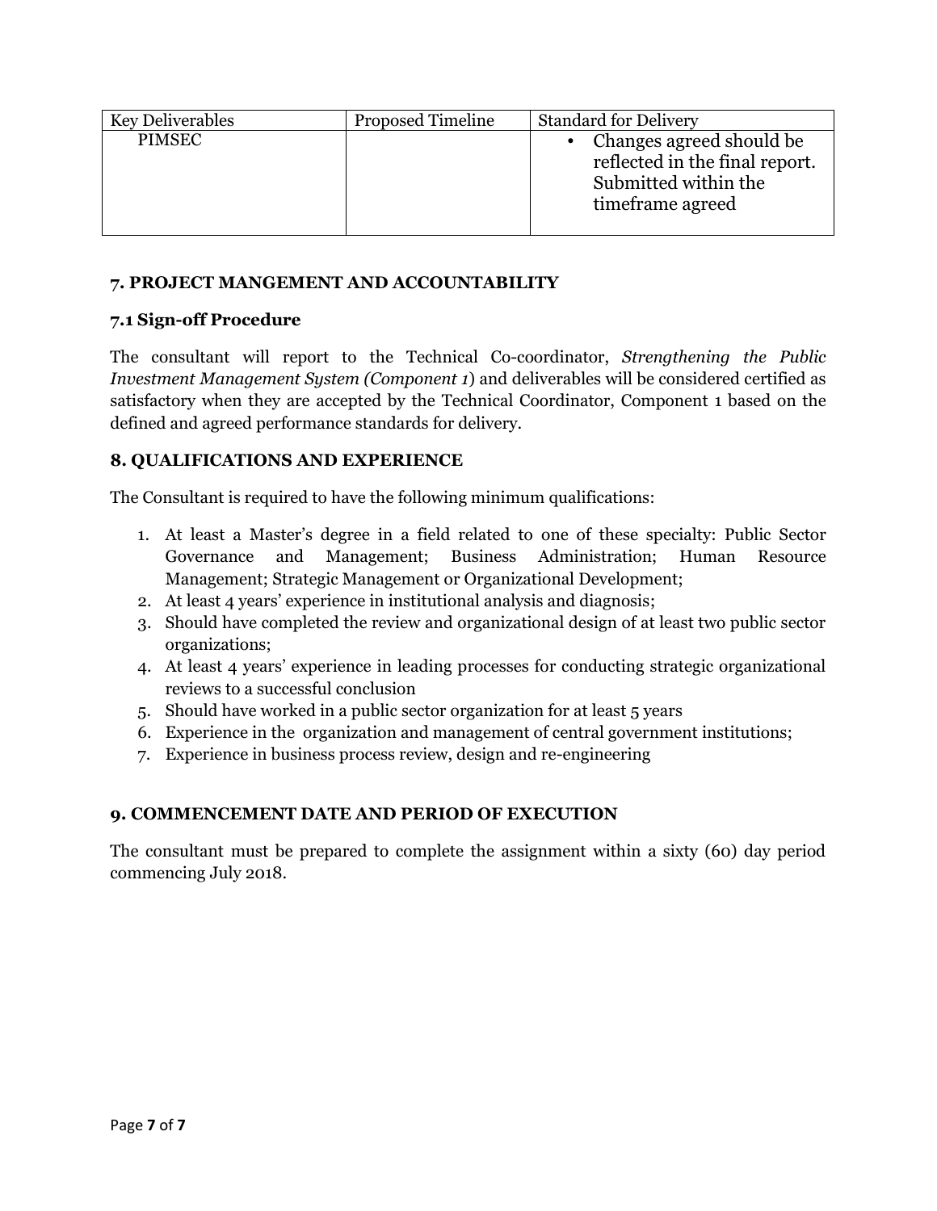| Key Deliverables | Proposed Timeline | Standard for Delivery |
| --- | --- | --- |
| PIMSEC | | • Changes agreed should be reflected in the final report. Submitted within the timeframe agreed |

### 7. PROJECT MANGEMENT AND ACCOUNTABILITY

#### 7.1 Sign-off Procedure

The consultant will report to the Technical Co-coordinator, *Strengthening the Public Investment Management System (Component 1*) and deliverables will be considered certified as satisfactory when they are accepted by the Technical Coordinator, Component 1 based on the defined and agreed performance standards for delivery.

### 8. QUALIFICATIONS AND EXPERIENCE

The Consultant is required to have the following minimum qualifications:

1. At least a Master's degree in a field related to one of these specialty: Public Sector Governance and Management; Business Administration; Human Resource Management; Strategic Management or Organizational Development;
2. At least 4 years' experience in institutional analysis and diagnosis;
3. Should have completed the review and organizational design of at least two public sector organizations;
4. At least 4 years' experience in leading processes for conducting strategic organizational reviews to a successful conclusion
5. Should have worked in a public sector organization for at least 5 years
6. Experience in the organization and management of central government institutions;
7. Experience in business process review, design and re-engineering

### 9. COMMENCEMENT DATE AND PERIOD OF EXECUTION

The consultant must be prepared to complete the assignment within a sixty (60) day period commencing July 2018.